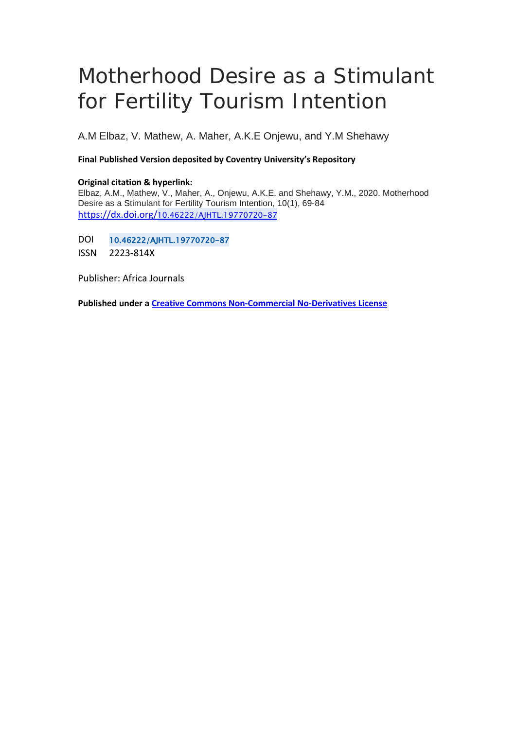# Motherhood Desire as a Stimulant for Fertility Tourism Intention

A.M Elbaz, V. Mathew, A. Maher, A.K.E Onjewu, and Y.M Shehawy

**Final Published Version deposited by Coventry University's Repository**

**Original citation & hyperlink:**
Elbaz, A.M., Mathew, V., Maher, A., Onjewu, A.K.E. and Shehawy, Y.M., 2020. Motherhood Desire as a Stimulant for Fertility Tourism Intention, 10(1), 69-84
https://dx.doi.org/10.46222/AJHTL.19770720-87

DOI 10.46222/AJHTL.19770720-87

ISSN 2223-814X

Publisher: Africa Journals

**Published under a Creative Commons Non-Commercial No-Derivatives License**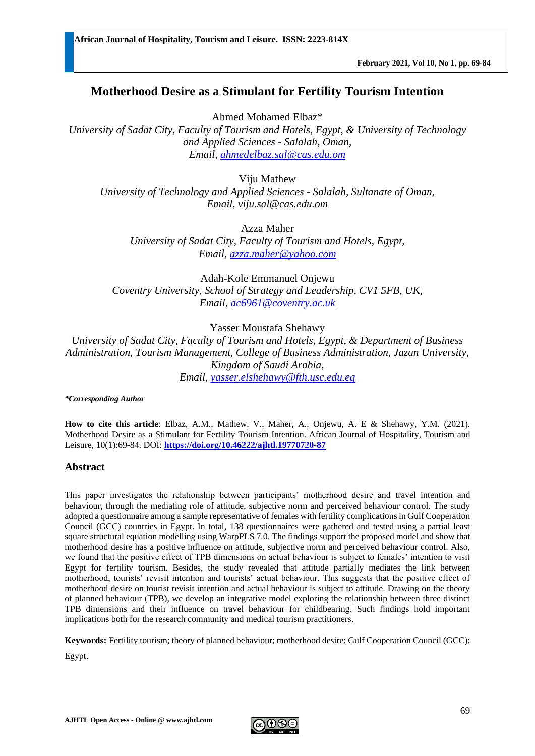# Motherhood Desire as a Stimulant for Fertility Tourism Intention

Ahmed Mohamed Elbaz*
*University of Sadat City, Faculty of Tourism and Hotels, Egypt, & University of Technology and Applied Sciences - Salalah, Oman,*
*Email, ahmedelbaz.sal@cas.edu.om*

Viju Mathew
*University of Technology and Applied Sciences - Salalah, Sultanate of Oman,*
*Email, viju.sal@cas.edu.om*

Azza Maher
*University of Sadat City, Faculty of Tourism and Hotels, Egypt,*
*Email, azza.maher@yahoo.com*

Adah-Kole Emmanuel Onjewu
*Coventry University, School of Strategy and Leadership, CV1 5FB, UK,*
*Email, ac6961@coventry.ac.uk*

Yasser Moustafa Shehawy
*University of Sadat City, Faculty of Tourism and Hotels, Egypt, & Department of Business Administration, Tourism Management, College of Business Administration, Jazan University, Kingdom of Saudi Arabia,*
*Email, yasser.elshehawy@fth.usc.edu.eg*

***Corresponding Author**

**How to cite this article**: Elbaz, A.M., Mathew, V., Maher, A., Onjewu, A. E & Shehawy, Y.M. (2021). Motherhood Desire as a Stimulant for Fertility Tourism Intention. African Journal of Hospitality, Tourism and Leisure, 10(1):69-84. DOI: **https://doi.org/10.46222/ajhtl.19770720-87**

## Abstract

This paper investigates the relationship between participants' motherhood desire and travel intention and behaviour, through the mediating role of attitude, subjective norm and perceived behaviour control. The study adopted a questionnaire among a sample representative of females with fertility complications in Gulf Cooperation Council (GCC) countries in Egypt. In total, 138 questionnaires were gathered and tested using a partial least square structural equation modelling using WarpPLS 7.0. The findings support the proposed model and show that motherhood desire has a positive influence on attitude, subjective norm and perceived behaviour control. Also, we found that the positive effect of TPB dimensions on actual behaviour is subject to females' intention to visit Egypt for fertility tourism. Besides, the study revealed that attitude partially mediates the link between motherhood, tourists' revisit intention and tourists' actual behaviour. This suggests that the positive effect of motherhood desire on tourist revisit intention and actual behaviour is subject to attitude. Drawing on the theory of planned behaviour (TPB), we develop an integrative model exploring the relationship between three distinct TPB dimensions and their influence on travel behaviour for childbearing. Such findings hold important implications both for the research community and medical tourism practitioners.

**Keywords:** Fertility tourism; theory of planned behaviour; motherhood desire; Gulf Cooperation Council (GCC); Egypt.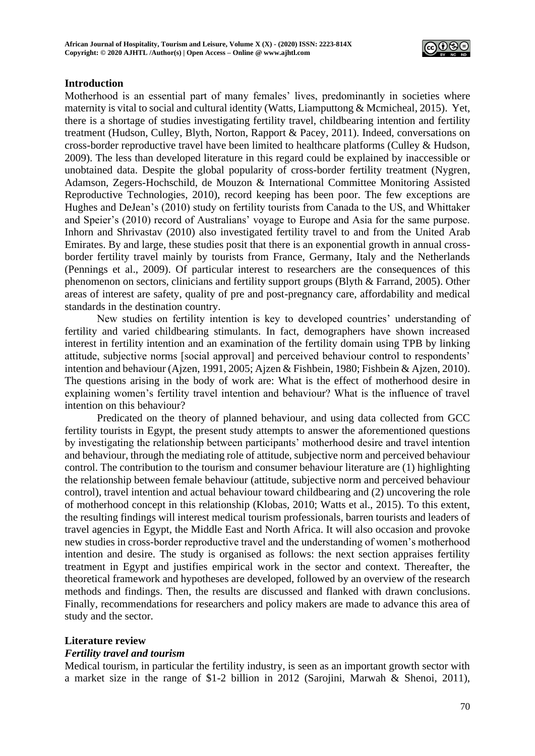## Introduction

Motherhood is an essential part of many females' lives, predominantly in societies where maternity is vital to social and cultural identity (Watts, Liamputtong & Mcmicheal, 2015). Yet, there is a shortage of studies investigating fertility travel, childbearing intention and fertility treatment (Hudson, Culley, Blyth, Norton, Rapport & Pacey, 2011). Indeed, conversations on cross-border reproductive travel have been limited to healthcare platforms (Culley & Hudson, 2009). The less than developed literature in this regard could be explained by inaccessible or unobtained data. Despite the global popularity of cross-border fertility treatment (Nygren, Adamson, Zegers-Hochschild, de Mouzon & International Committee Monitoring Assisted Reproductive Technologies, 2010), record keeping has been poor. The few exceptions are Hughes and DeJean's (2010) study on fertility tourists from Canada to the US, and Whittaker and Speier's (2010) record of Australians' voyage to Europe and Asia for the same purpose. Inhorn and Shrivastav (2010) also investigated fertility travel to and from the United Arab Emirates. By and large, these studies posit that there is an exponential growth in annual cross-border fertility travel mainly by tourists from France, Germany, Italy and the Netherlands (Pennings et al., 2009). Of particular interest to researchers are the consequences of this phenomenon on sectors, clinicians and fertility support groups (Blyth & Farrand, 2005). Other areas of interest are safety, quality of pre and post-pregnancy care, affordability and medical standards in the destination country.

New studies on fertility intention is key to developed countries' understanding of fertility and varied childbearing stimulants. In fact, demographers have shown increased interest in fertility intention and an examination of the fertility domain using TPB by linking attitude, subjective norms [social approval] and perceived behaviour control to respondents' intention and behaviour (Ajzen, 1991, 2005; Ajzen & Fishbein, 1980; Fishbein & Ajzen, 2010). The questions arising in the body of work are: What is the effect of motherhood desire in explaining women's fertility travel intention and behaviour? What is the influence of travel intention on this behaviour?

Predicated on the theory of planned behaviour, and using data collected from GCC fertility tourists in Egypt, the present study attempts to answer the aforementioned questions by investigating the relationship between participants' motherhood desire and travel intention and behaviour, through the mediating role of attitude, subjective norm and perceived behaviour control. The contribution to the tourism and consumer behaviour literature are (1) highlighting the relationship between female behaviour (attitude, subjective norm and perceived behaviour control), travel intention and actual behaviour toward childbearing and (2) uncovering the role of motherhood concept in this relationship (Klobas, 2010; Watts et al., 2015). To this extent, the resulting findings will interest medical tourism professionals, barren tourists and leaders of travel agencies in Egypt, the Middle East and North Africa. It will also occasion and provoke new studies in cross-border reproductive travel and the understanding of women's motherhood intention and desire. The study is organised as follows: the next section appraises fertility treatment in Egypt and justifies empirical work in the sector and context. Thereafter, the theoretical framework and hypotheses are developed, followed by an overview of the research methods and findings. Then, the results are discussed and flanked with drawn conclusions. Finally, recommendations for researchers and policy makers are made to advance this area of study and the sector.

## Literature review

### *Fertility travel and tourism*

Medical tourism, in particular the fertility industry, is seen as an important growth sector with a market size in the range of $1-2 billion in 2012 (Sarojini, Marwah & Shenoi, 2011),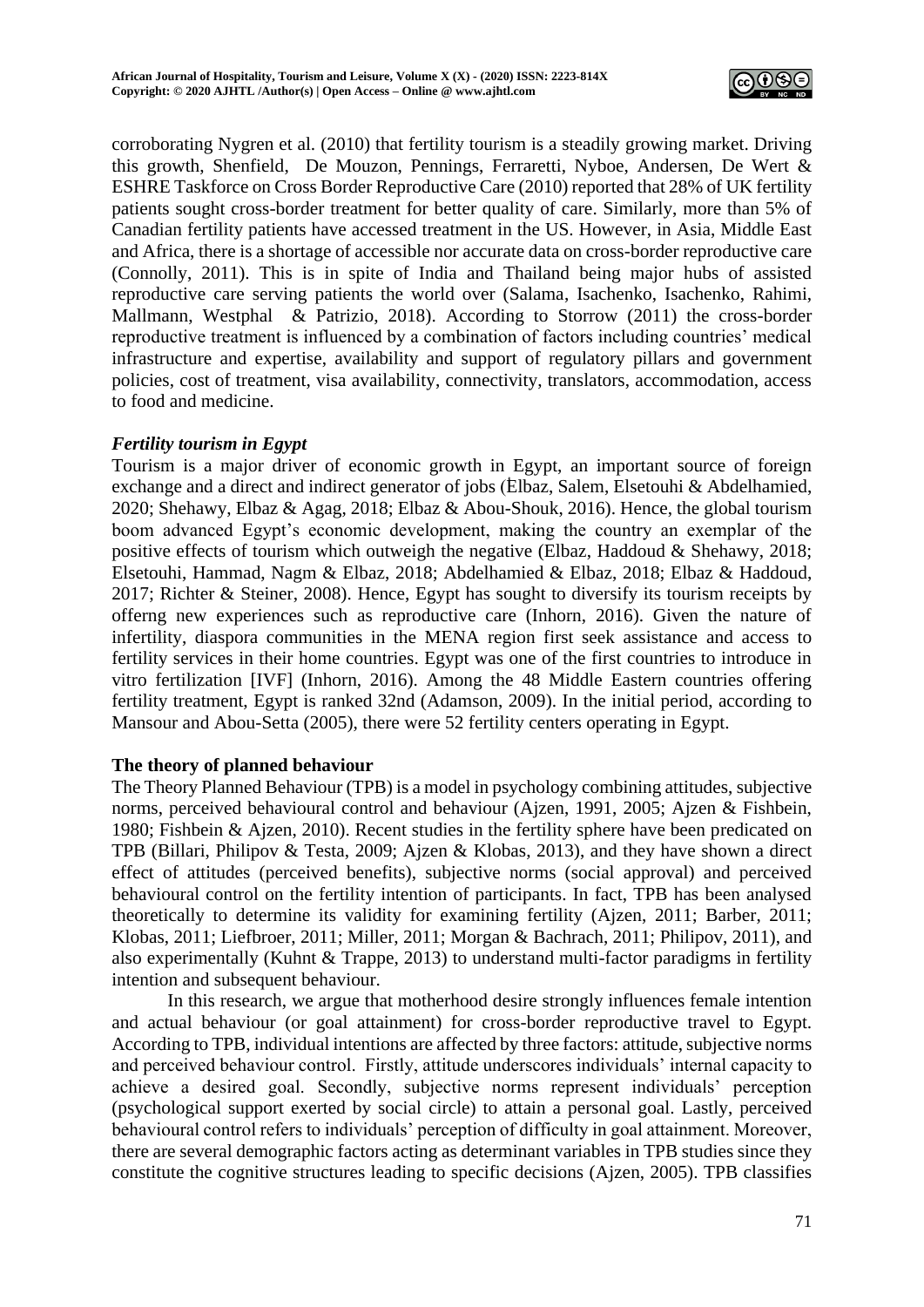corroborating Nygren et al. (2010) that fertility tourism is a steadily growing market. Driving this growth, Shenfield, De Mouzon, Pennings, Ferraretti, Nyboe, Andersen, De Wert & ESHRE Taskforce on Cross Border Reproductive Care (2010) reported that 28% of UK fertility patients sought cross-border treatment for better quality of care. Similarly, more than 5% of Canadian fertility patients have accessed treatment in the US. However, in Asia, Middle East and Africa, there is a shortage of accessible nor accurate data on cross-border reproductive care (Connolly, 2011). This is in spite of India and Thailand being major hubs of assisted reproductive care serving patients the world over (Salama, Isachenko, Isachenko, Rahimi, Mallmann, Westphal & Patrizio, 2018). According to Storrow (2011) the cross-border reproductive treatment is influenced by a combination of factors including countries' medical infrastructure and expertise, availability and support of regulatory pillars and government policies, cost of treatment, visa availability, connectivity, translators, accommodation, access to food and medicine.

### *Fertility tourism in Egypt*

Tourism is a major driver of economic growth in Egypt, an important source of foreign exchange and a direct and indirect generator of jobs (Elbaz, Salem, Elsetouhi & Abdelhamied, 2020; Shehawy, Elbaz & Agag, 2018; Elbaz & Abou-Shouk, 2016). Hence, the global tourism boom advanced Egypt's economic development, making the country an exemplar of the positive effects of tourism which outweigh the negative (Elbaz, Haddoud & Shehawy, 2018; Elsetouhi, Hammad, Nagm & Elbaz, 2018; Abdelhamied & Elbaz, 2018; Elbaz & Haddoud, 2017; Richter & Steiner, 2008). Hence, Egypt has sought to diversify its tourism receipts by offerng new experiences such as reproductive care (Inhorn, 2016). Given the nature of infertility, diaspora communities in the MENA region first seek assistance and access to fertility services in their home countries. Egypt was one of the first countries to introduce in vitro fertilization [IVF] (Inhorn, 2016). Among the 48 Middle Eastern countries offering fertility treatment, Egypt is ranked 32nd (Adamson, 2009). In the initial period, according to Mansour and Abou-Setta (2005), there were 52 fertility centers operating in Egypt.

## The theory of planned behaviour

The Theory Planned Behaviour (TPB) is a model in psychology combining attitudes, subjective norms, perceived behavioural control and behaviour (Ajzen, 1991, 2005; Ajzen & Fishbein, 1980; Fishbein & Ajzen, 2010). Recent studies in the fertility sphere have been predicated on TPB (Billari, Philipov & Testa, 2009; Ajzen & Klobas, 2013), and they have shown a direct effect of attitudes (perceived benefits), subjective norms (social approval) and perceived behavioural control on the fertility intention of participants. In fact, TPB has been analysed theoretically to determine its validity for examining fertility (Ajzen, 2011; Barber, 2011; Klobas, 2011; Liefbroer, 2011; Miller, 2011; Morgan & Bachrach, 2011; Philipov, 2011), and also experimentally (Kuhnt & Trappe, 2013) to understand multi-factor paradigms in fertility intention and subsequent behaviour.

In this research, we argue that motherhood desire strongly influences female intention and actual behaviour (or goal attainment) for cross-border reproductive travel to Egypt. According to TPB, individual intentions are affected by three factors: attitude, subjective norms and perceived behaviour control. Firstly, attitude underscores individuals' internal capacity to achieve a desired goal. Secondly, subjective norms represent individuals' perception (psychological support exerted by social circle) to attain a personal goal. Lastly, perceived behavioural control refers to individuals' perception of difficulty in goal attainment. Moreover, there are several demographic factors acting as determinant variables in TPB studies since they constitute the cognitive structures leading to specific decisions (Ajzen, 2005). TPB classifies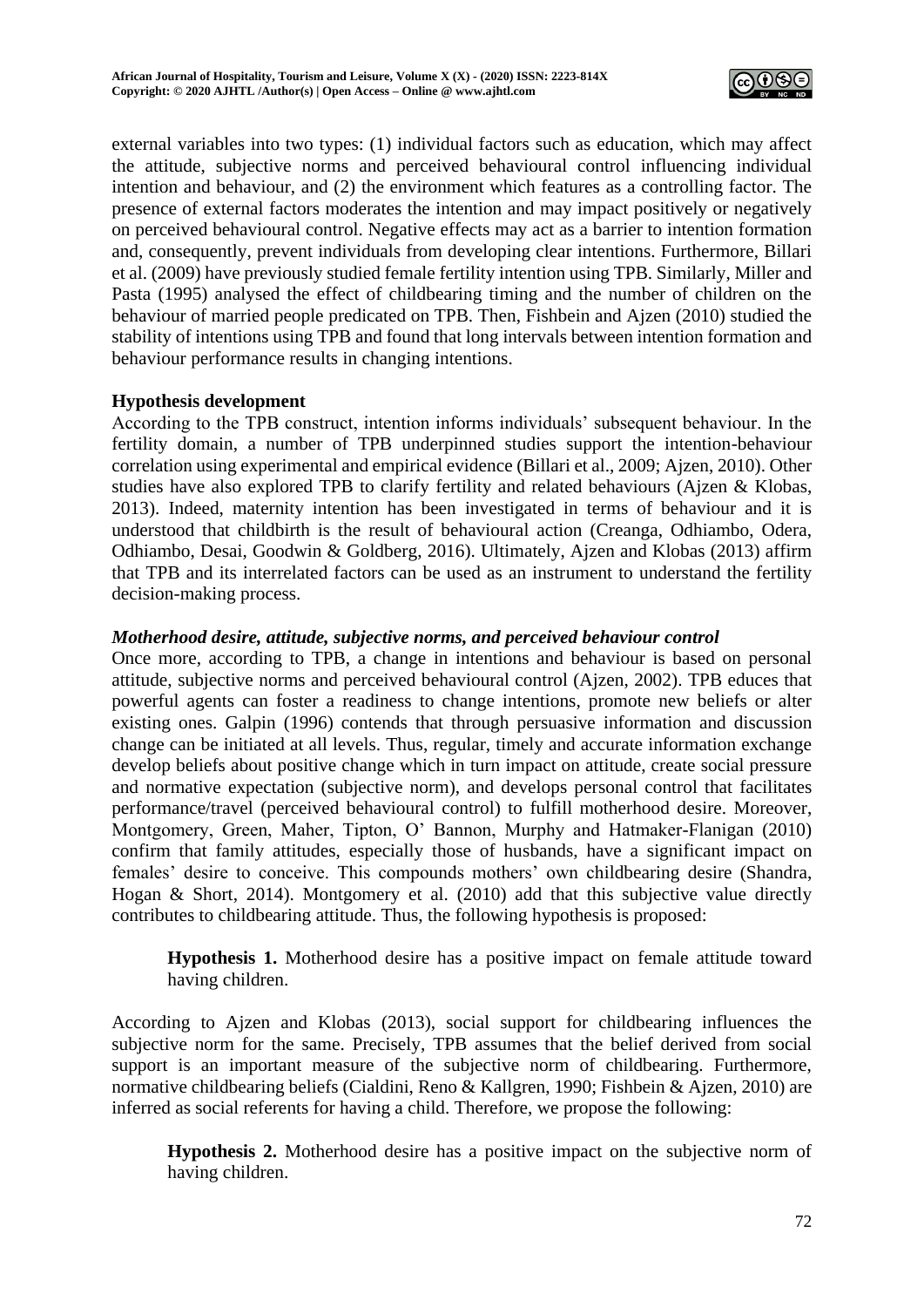external variables into two types: (1) individual factors such as education, which may affect the attitude, subjective norms and perceived behavioural control influencing individual intention and behaviour, and (2) the environment which features as a controlling factor. The presence of external factors moderates the intention and may impact positively or negatively on perceived behavioural control. Negative effects may act as a barrier to intention formation and, consequently, prevent individuals from developing clear intentions. Furthermore, Billari et al. (2009) have previously studied female fertility intention using TPB. Similarly, Miller and Pasta (1995) analysed the effect of childbearing timing and the number of children on the behaviour of married people predicated on TPB. Then, Fishbein and Ajzen (2010) studied the stability of intentions using TPB and found that long intervals between intention formation and behaviour performance results in changing intentions.

## Hypothesis development

According to the TPB construct, intention informs individuals' subsequent behaviour. In the fertility domain, a number of TPB underpinned studies support the intention-behaviour correlation using experimental and empirical evidence (Billari et al., 2009; Ajzen, 2010). Other studies have also explored TPB to clarify fertility and related behaviours (Ajzen & Klobas, 2013). Indeed, maternity intention has been investigated in terms of behaviour and it is understood that childbirth is the result of behavioural action (Creanga, Odhiambo, Odera, Odhiambo, Desai, Goodwin & Goldberg, 2016). Ultimately, Ajzen and Klobas (2013) affirm that TPB and its interrelated factors can be used as an instrument to understand the fertility decision-making process.

### *Motherhood desire, attitude, subjective norms, and perceived behaviour control*

Once more, according to TPB, a change in intentions and behaviour is based on personal attitude, subjective norms and perceived behavioural control (Ajzen, 2002). TPB educes that powerful agents can foster a readiness to change intentions, promote new beliefs or alter existing ones. Galpin (1996) contends that through persuasive information and discussion change can be initiated at all levels. Thus, regular, timely and accurate information exchange develop beliefs about positive change which in turn impact on attitude, create social pressure and normative expectation (subjective norm), and develops personal control that facilitates performance/travel (perceived behavioural control) to fulfill motherhood desire. Moreover, Montgomery, Green, Maher, Tipton, O' Bannon, Murphy and Hatmaker-Flanigan (2010) confirm that family attitudes, especially those of husbands, have a significant impact on females' desire to conceive. This compounds mothers' own childbearing desire (Shandra, Hogan & Short, 2014). Montgomery et al. (2010) add that this subjective value directly contributes to childbearing attitude. Thus, the following hypothesis is proposed:

> **Hypothesis 1.** Motherhood desire has a positive impact on female attitude toward having children.

According to Ajzen and Klobas (2013), social support for childbearing influences the subjective norm for the same. Precisely, TPB assumes that the belief derived from social support is an important measure of the subjective norm of childbearing. Furthermore, normative childbearing beliefs (Cialdini, Reno & Kallgren, 1990; Fishbein & Ajzen, 2010) are inferred as social referents for having a child. Therefore, we propose the following:

> **Hypothesis 2.** Motherhood desire has a positive impact on the subjective norm of having children.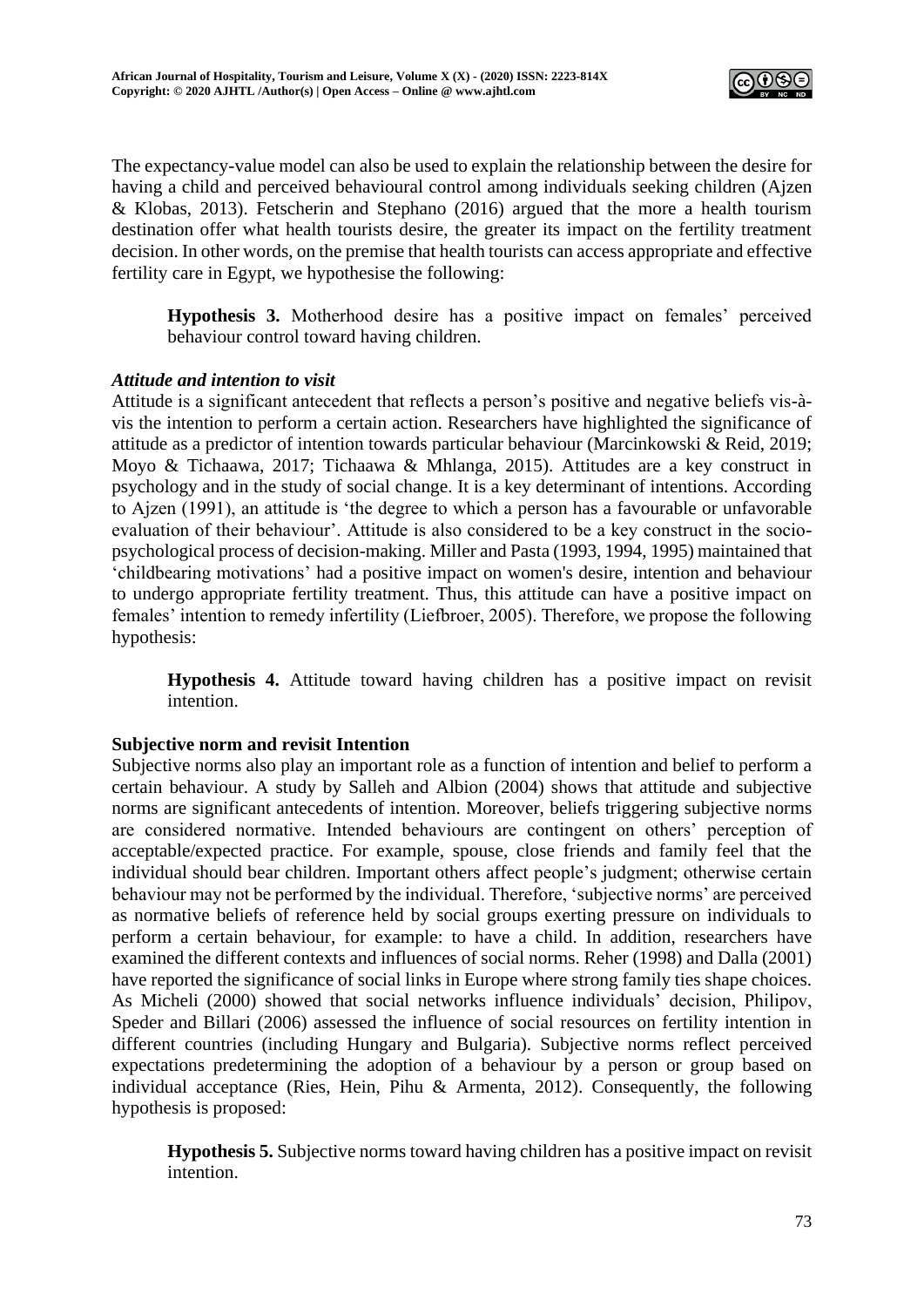The expectancy-value model can also be used to explain the relationship between the desire for having a child and perceived behavioural control among individuals seeking children (Ajzen & Klobas, 2013). Fetscherin and Stephano (2016) argued that the more a health tourism destination offer what health tourists desire, the greater its impact on the fertility treatment decision. In other words, on the premise that health tourists can access appropriate and effective fertility care in Egypt, we hypothesise the following:

> **Hypothesis 3.** Motherhood desire has a positive impact on females' perceived behaviour control toward having children.

### *Attitude and intention to visit*

Attitude is a significant antecedent that reflects a person's positive and negative beliefs vis-à-vis the intention to perform a certain action. Researchers have highlighted the significance of attitude as a predictor of intention towards particular behaviour (Marcinkowski & Reid, 2019; Moyo & Tichaawa, 2017; Tichaawa & Mhlanga, 2015). Attitudes are a key construct in psychology and in the study of social change. It is a key determinant of intentions. According to Ajzen (1991), an attitude is 'the degree to which a person has a favourable or unfavorable evaluation of their behaviour'. Attitude is also considered to be a key construct in the socio-psychological process of decision-making. Miller and Pasta (1993, 1994, 1995) maintained that 'childbearing motivations' had a positive impact on women's desire, intention and behaviour to undergo appropriate fertility treatment. Thus, this attitude can have a positive impact on females' intention to remedy infertility (Liefbroer, 2005). Therefore, we propose the following hypothesis:

> **Hypothesis 4.** Attitude toward having children has a positive impact on revisit intention.

### **Subjective norm and revisit Intention**

Subjective norms also play an important role as a function of intention and belief to perform a certain behaviour. A study by Salleh and Albion (2004) shows that attitude and subjective norms are significant antecedents of intention. Moreover, beliefs triggering subjective norms are considered normative. Intended behaviours are contingent on others' perception of acceptable/expected practice. For example, spouse, close friends and family feel that the individual should bear children. Important others affect people's judgment; otherwise certain behaviour may not be performed by the individual. Therefore, 'subjective norms' are perceived as normative beliefs of reference held by social groups exerting pressure on individuals to perform a certain behaviour, for example: to have a child. In addition, researchers have examined the different contexts and influences of social norms. Reher (1998) and Dalla (2001) have reported the significance of social links in Europe where strong family ties shape choices. As Micheli (2000) showed that social networks influence individuals' decision, Philipov, Speder and Billari (2006) assessed the influence of social resources on fertility intention in different countries (including Hungary and Bulgaria). Subjective norms reflect perceived expectations predetermining the adoption of a behaviour by a person or group based on individual acceptance (Ries, Hein, Pihu & Armenta, 2012). Consequently, the following hypothesis is proposed:

> **Hypothesis 5.** Subjective norms toward having children has a positive impact on revisit intention.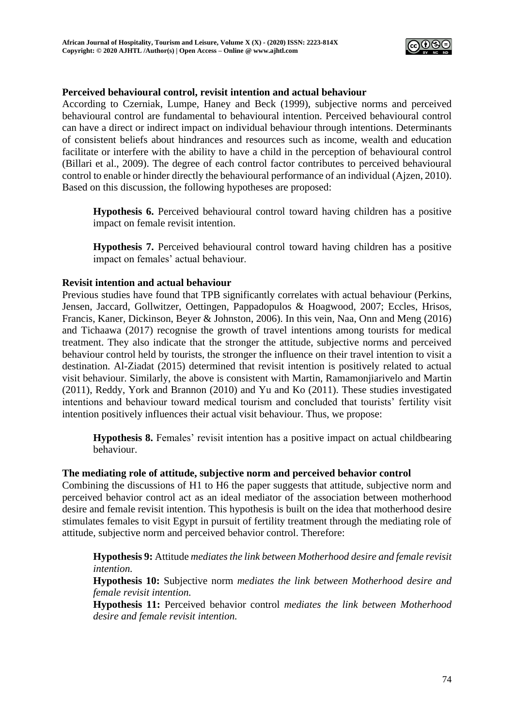**Perceived behavioural control, revisit intention and actual behaviour**

According to Czerniak, Lumpe, Haney and Beck (1999), subjective norms and perceived behavioural control are fundamental to behavioural intention. Perceived behavioural control can have a direct or indirect impact on individual behaviour through intentions. Determinants of consistent beliefs about hindrances and resources such as income, wealth and education facilitate or interfere with the ability to have a child in the perception of behavioural control (Billari et al., 2009). The degree of each control factor contributes to perceived behavioural control to enable or hinder directly the behavioural performance of an individual (Ajzen, 2010). Based on this discussion, the following hypotheses are proposed:

> **Hypothesis 6.** Perceived behavioural control toward having children has a positive impact on female revisit intention.
>
> **Hypothesis 7.** Perceived behavioural control toward having children has a positive impact on females' actual behaviour.

**Revisit intention and actual behaviour**

Previous studies have found that TPB significantly correlates with actual behaviour (Perkins, Jensen, Jaccard, Gollwitzer, Oettingen, Pappadopulos & Hoagwood, 2007; Eccles, Hrisos, Francis, Kaner, Dickinson, Beyer & Johnston, 2006). In this vein, Naa, Onn and Meng (2016) and Tichaawa (2017) recognise the growth of travel intentions among tourists for medical treatment. They also indicate that the stronger the attitude, subjective norms and perceived behaviour control held by tourists, the stronger the influence on their travel intention to visit a destination. Al-Ziadat (2015) determined that revisit intention is positively related to actual visit behaviour. Similarly, the above is consistent with Martin, Ramamonjiarivelo and Martin (2011), Reddy, York and Brannon (2010) and Yu and Ko (2011). These studies investigated intentions and behaviour toward medical tourism and concluded that tourists' fertility visit intention positively influences their actual visit behaviour. Thus, we propose:

> **Hypothesis 8.** Females' revisit intention has a positive impact on actual childbearing behaviour.

**The mediating role of attitude, subjective norm and perceived behavior control**

Combining the discussions of H1 to H6 the paper suggests that attitude, subjective norm and perceived behavior control act as an ideal mediator of the association between motherhood desire and female revisit intention. This hypothesis is built on the idea that motherhood desire stimulates females to visit Egypt in pursuit of fertility treatment through the mediating role of attitude, subjective norm and perceived behavior control. Therefore:

> **Hypothesis 9:** Attitude *mediates the link between Motherhood desire and female revisit intention.*
>
> **Hypothesis 10:** Subjective norm *mediates the link between Motherhood desire and female revisit intention.*
>
> **Hypothesis 11:** Perceived behavior control *mediates the link between Motherhood desire and female revisit intention.*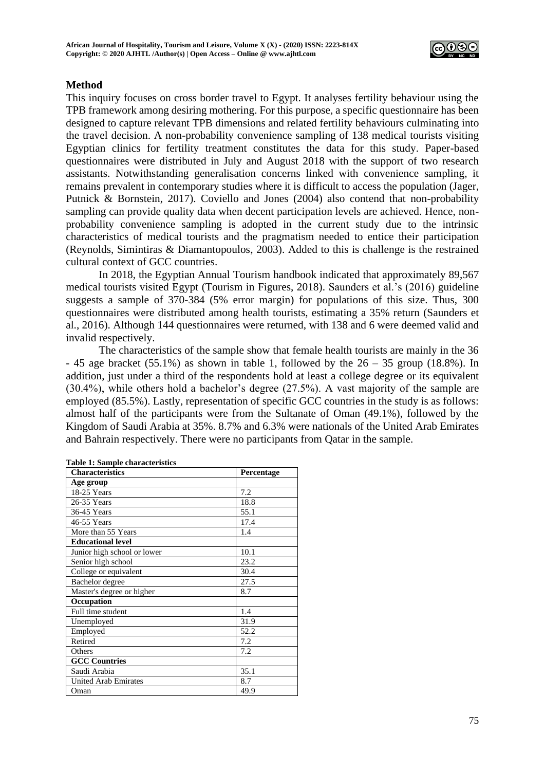## Method

This inquiry focuses on cross border travel to Egypt. It analyses fertility behaviour using the TPB framework among desiring mothering. For this purpose, a specific questionnaire has been designed to capture relevant TPB dimensions and related fertility behaviours culminating into the travel decision. A non-probability convenience sampling of 138 medical tourists visiting Egyptian clinics for fertility treatment constitutes the data for this study. Paper-based questionnaires were distributed in July and August 2018 with the support of two research assistants. Notwithstanding generalisation concerns linked with convenience sampling, it remains prevalent in contemporary studies where it is difficult to access the population (Jager, Putnick & Bornstein, 2017). Coviello and Jones (2004) also contend that non-probability sampling can provide quality data when decent participation levels are achieved. Hence, non-probability convenience sampling is adopted in the current study due to the intrinsic characteristics of medical tourists and the pragmatism needed to entice their participation (Reynolds, Simintiras & Diamantopoulos, 2003). Added to this is challenge is the restrained cultural context of GCC countries.

In 2018, the Egyptian Annual Tourism handbook indicated that approximately 89,567 medical tourists visited Egypt (Tourism in Figures, 2018). Saunders et al.'s (2016) guideline suggests a sample of 370-384 (5% error margin) for populations of this size. Thus, 300 questionnaires were distributed among health tourists, estimating a 35% return (Saunders et al., 2016). Although 144 questionnaires were returned, with 138 and 6 were deemed valid and invalid respectively.

The characteristics of the sample show that female health tourists are mainly in the 36 - 45 age bracket (55.1%) as shown in table 1, followed by the 26 – 35 group (18.8%). In addition, just under a third of the respondents hold at least a college degree or its equivalent (30.4%), while others hold a bachelor's degree (27.5%). A vast majority of the sample are employed (85.5%). Lastly, representation of specific GCC countries in the study is as follows: almost half of the participants were from the Sultanate of Oman (49.1%), followed by the Kingdom of Saudi Arabia at 35%. 8.7% and 6.3% were nationals of the United Arab Emirates and Bahrain respectively. There were no participants from Qatar in the sample.

**Table 1: Sample characteristics**

| Characteristics | Percentage |
|---|---|
| **Age group** | |
| 18-25 Years | 7.2 |
| 26-35 Years | 18.8 |
| 36-45 Years | 55.1 |
| 46-55 Years | 17.4 |
| More than 55 Years | 1.4 |
| **Educational level** | |
| Junior high school or lower | 10.1 |
| Senior high school | 23.2 |
| College or equivalent | 30.4 |
| Bachelor degree | 27.5 |
| Master's degree or higher | 8.7 |
| **Occupation** | |
| Full time student | 1.4 |
| Unemployed | 31.9 |
| Employed | 52.2 |
| Retired | 7.2 |
| Others | 7.2 |
| **GCC Countries** | |
| Saudi Arabia | 35.1 |
| United Arab Emirates | 8.7 |
| Oman | 49.9 |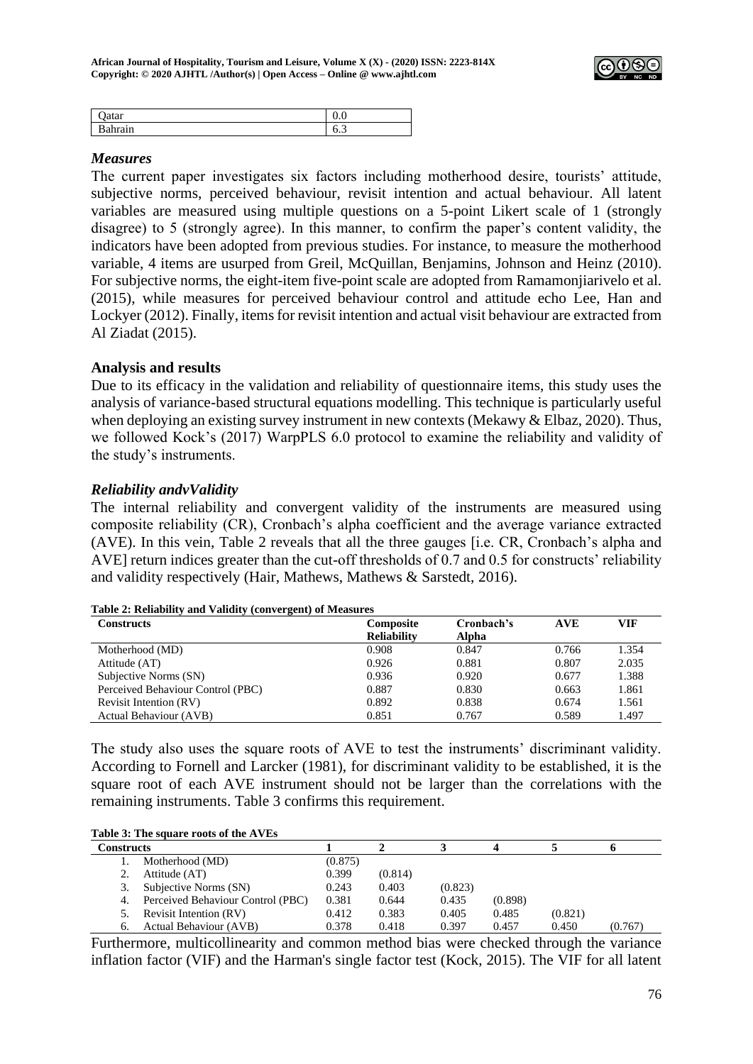| Qatar | 0.0 |
|---|---|
| Bahrain | 6.3 |

### *Measures*

The current paper investigates six factors including motherhood desire, tourists' attitude, subjective norms, perceived behaviour, revisit intention and actual behaviour. All latent variables are measured using multiple questions on a 5-point Likert scale of 1 (strongly disagree) to 5 (strongly agree). In this manner, to confirm the paper's content validity, the indicators have been adopted from previous studies. For instance, to measure the motherhood variable, 4 items are usurped from Greil, McQuillan, Benjamins, Johnson and Heinz (2010). For subjective norms, the eight-item five-point scale are adopted from Ramamonjiarivelo et al. (2015), while measures for perceived behaviour control and attitude echo Lee, Han and Lockyer (2012). Finally, items for revisit intention and actual visit behaviour are extracted from Al Ziadat (2015).

### **Analysis and results**

Due to its efficacy in the validation and reliability of questionnaire items, this study uses the analysis of variance-based structural equations modelling. This technique is particularly useful when deploying an existing survey instrument in new contexts (Mekawy & Elbaz, 2020). Thus, we followed Kock's (2017) WarpPLS 6.0 protocol to examine the reliability and validity of the study's instruments.

### *Reliability andvValidity*

The internal reliability and convergent validity of the instruments are measured using composite reliability (CR), Cronbach's alpha coefficient and the average variance extracted (AVE). In this vein, Table 2 reveals that all the three gauges [i.e. CR, Cronbach's alpha and AVE] return indices greater than the cut-off thresholds of 0.7 and 0.5 for constructs' reliability and validity respectively (Hair, Mathews, Mathews & Sarstedt, 2016).

**Table 2: Reliability and Validity (convergent) of Measures**

| Constructs | Composite Reliability | Cronbach's Alpha | AVE | VIF |
|---|---|---|---|---|
| Motherhood (MD) | 0.908 | 0.847 | 0.766 | 1.354 |
| Attitude (AT) | 0.926 | 0.881 | 0.807 | 2.035 |
| Subjective Norms (SN) | 0.936 | 0.920 | 0.677 | 1.388 |
| Perceived Behaviour Control (PBC) | 0.887 | 0.830 | 0.663 | 1.861 |
| Revisit Intention (RV) | 0.892 | 0.838 | 0.674 | 1.561 |
| Actual Behaviour (AVB) | 0.851 | 0.767 | 0.589 | 1.497 |

The study also uses the square roots of AVE to test the instruments' discriminant validity. According to Fornell and Larcker (1981), for discriminant validity to be established, it is the square root of each AVE instrument should not be larger than the correlations with the remaining instruments. Table 3 confirms this requirement.

**Table 3: The square roots of the AVEs**

| Constructs | 1 | 2 | 3 | 4 | 5 | 6 |
|---|---|---|---|---|---|---|
| 1. Motherhood (MD) | (0.875) | | | | | |
| 2. Attitude (AT) | 0.399 | (0.814) | | | | |
| 3. Subjective Norms (SN) | 0.243 | 0.403 | (0.823) | | | |
| 4. Perceived Behaviour Control (PBC) | 0.381 | 0.644 | 0.435 | (0.898) | | |
| 5. Revisit Intention (RV) | 0.412 | 0.383 | 0.405 | 0.485 | (0.821) | |
| 6. Actual Behaviour (AVB) | 0.378 | 0.418 | 0.397 | 0.457 | 0.450 | (0.767) |

Furthermore, multicollinearity and common method bias were checked through the variance inflation factor (VIF) and the Harman's single factor test (Kock, 2015). The VIF for all latent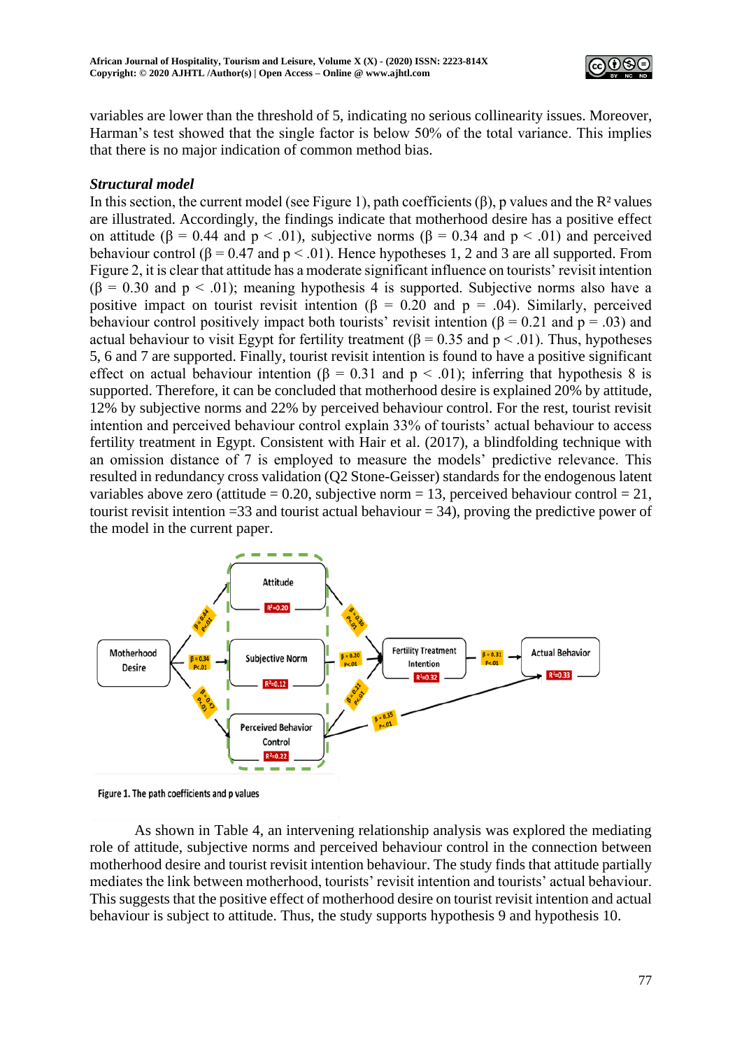variables are lower than the threshold of 5, indicating no serious collinearity issues. Moreover, Harman's test showed that the single factor is below 50% of the total variance. This implies that there is no major indication of common method bias.

***Structural model***

In this section, the current model (see Figure 1), path coefficients (β), p values and the $R^2$ values are illustrated. Accordingly, the findings indicate that motherhood desire has a positive effect on attitude ($\beta = 0.44$ and $p < .01$), subjective norms ($\beta = 0.34$ and $p < .01$) and perceived behaviour control ($\beta = 0.47$ and $p < .01$). Hence hypotheses 1, 2 and 3 are all supported. From Figure 2, it is clear that attitude has a moderate significant influence on tourists' revisit intention ($\beta = 0.30$ and $p < .01$); meaning hypothesis 4 is supported. Subjective norms also have a positive impact on tourist revisit intention ($\beta = 0.20$ and $p = .04$). Similarly, perceived behaviour control positively impact both tourists' revisit intention ($\beta = 0.21$ and $p = .03$) and actual behaviour to visit Egypt for fertility treatment ($\beta = 0.35$ and $p < .01$). Thus, hypotheses 5, 6 and 7 are supported. Finally, tourist revisit intention is found to have a positive significant effect on actual behaviour intention ($\beta = 0.31$ and $p < .01$); inferring that hypothesis 8 is supported. Therefore, it can be concluded that motherhood desire is explained 20% by attitude, 12% by subjective norms and 22% by perceived behaviour control. For the rest, tourist revisit intention and perceived behaviour control explain 33% of tourists' actual behaviour to access fertility treatment in Egypt. Consistent with Hair et al. (2017), a blindfolding technique with an omission distance of 7 is employed to measure the models' predictive relevance. This resulted in redundancy cross validation (Q2 Stone-Geisser) standards for the endogenous latent variables above zero (attitude = 0.20, subjective norm = 13, perceived behaviour control = 21, tourist revisit intention =33 and tourist actual behaviour = 34), proving the predictive power of the model in the current paper.

Figure 1. The path coefficients and p values

As shown in Table 4, an intervening relationship analysis was explored the mediating role of attitude, subjective norms and perceived behaviour control in the connection between motherhood desire and tourist revisit intention behaviour. The study finds that attitude partially mediates the link between motherhood, tourists' revisit intention and tourists' actual behaviour. This suggests that the positive effect of motherhood desire on tourist revisit intention and actual behaviour is subject to attitude. Thus, the study supports hypothesis 9 and hypothesis 10.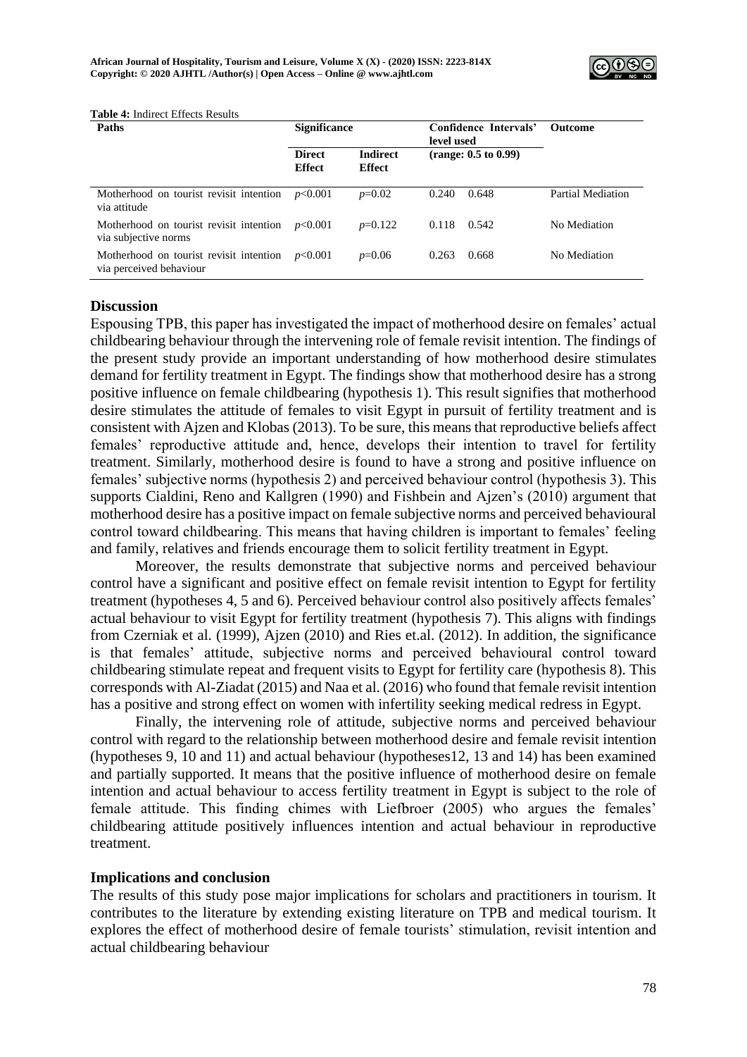**Table 4:** Indirect Effects Results

| Paths | Significance | | Confidence Intervals' level used | | Outcome |
|---|---|---|---|---|---|
| | Direct Effect | Indirect Effect | (range: 0.5 to 0.99) | | |
| Motherhood on tourist revisit intention via attitude | $p<0.001$ | $p=0.02$ | 0.240 | 0.648 | Partial Mediation |
| Motherhood on tourist revisit intention via subjective norms | $p<0.001$ | $p=0.122$ | 0.118 | 0.542 | No Mediation |
| Motherhood on tourist revisit intention via perceived behaviour | $p<0.001$ | $p=0.06$ | 0.263 | 0.668 | No Mediation |

## Discussion

Espousing TPB, this paper has investigated the impact of motherhood desire on females' actual childbearing behaviour through the intervening role of female revisit intention. The findings of the present study provide an important understanding of how motherhood desire stimulates demand for fertility treatment in Egypt. The findings show that motherhood desire has a strong positive influence on female childbearing (hypothesis 1). This result signifies that motherhood desire stimulates the attitude of females to visit Egypt in pursuit of fertility treatment and is consistent with Ajzen and Klobas (2013). To be sure, this means that reproductive beliefs affect females' reproductive attitude and, hence, develops their intention to travel for fertility treatment. Similarly, motherhood desire is found to have a strong and positive influence on females' subjective norms (hypothesis 2) and perceived behaviour control (hypothesis 3). This supports Cialdini, Reno and Kallgren (1990) and Fishbein and Ajzen's (2010) argument that motherhood desire has a positive impact on female subjective norms and perceived behavioural control toward childbearing. This means that having children is important to females' feeling and family, relatives and friends encourage them to solicit fertility treatment in Egypt.

Moreover, the results demonstrate that subjective norms and perceived behaviour control have a significant and positive effect on female revisit intention to Egypt for fertility treatment (hypotheses 4, 5 and 6). Perceived behaviour control also positively affects females' actual behaviour to visit Egypt for fertility treatment (hypothesis 7). This aligns with findings from Czerniak et al. (1999), Ajzen (2010) and Ries et.al. (2012). In addition, the significance is that females' attitude, subjective norms and perceived behavioural control toward childbearing stimulate repeat and frequent visits to Egypt for fertility care (hypothesis 8). This corresponds with Al-Ziadat (2015) and Naa et al. (2016) who found that female revisit intention has a positive and strong effect on women with infertility seeking medical redress in Egypt.

Finally, the intervening role of attitude, subjective norms and perceived behaviour control with regard to the relationship between motherhood desire and female revisit intention (hypotheses 9, 10 and 11) and actual behaviour (hypotheses12, 13 and 14) has been examined and partially supported. It means that the positive influence of motherhood desire on female intention and actual behaviour to access fertility treatment in Egypt is subject to the role of female attitude. This finding chimes with Liefbroer (2005) who argues the females' childbearing attitude positively influences intention and actual behaviour in reproductive treatment.

## Implications and conclusion

The results of this study pose major implications for scholars and practitioners in tourism. It contributes to the literature by extending existing literature on TPB and medical tourism. It explores the effect of motherhood desire of female tourists' stimulation, revisit intention and actual childbearing behaviour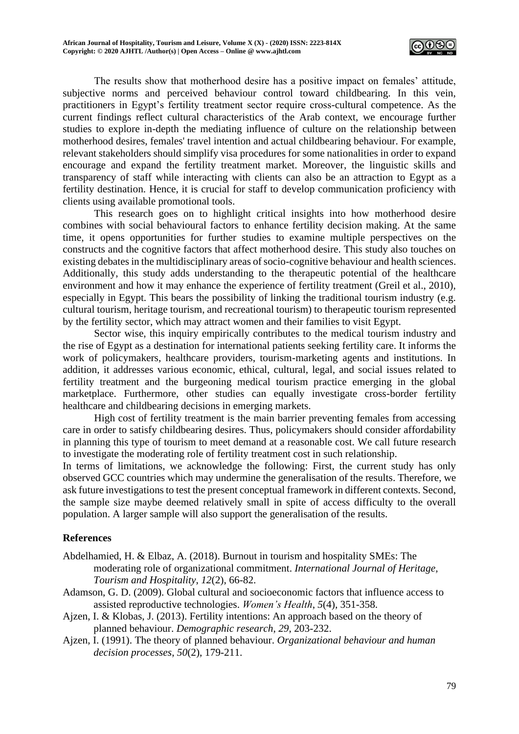The results show that motherhood desire has a positive impact on females' attitude, subjective norms and perceived behaviour control toward childbearing. In this vein, practitioners in Egypt's fertility treatment sector require cross-cultural competence. As the current findings reflect cultural characteristics of the Arab context, we encourage further studies to explore in-depth the mediating influence of culture on the relationship between motherhood desires, females' travel intention and actual childbearing behaviour. For example, relevant stakeholders should simplify visa procedures for some nationalities in order to expand encourage and expand the fertility treatment market. Moreover, the linguistic skills and transparency of staff while interacting with clients can also be an attraction to Egypt as a fertility destination. Hence, it is crucial for staff to develop communication proficiency with clients using available promotional tools.

This research goes on to highlight critical insights into how motherhood desire combines with social behavioural factors to enhance fertility decision making. At the same time, it opens opportunities for further studies to examine multiple perspectives on the constructs and the cognitive factors that affect motherhood desire. This study also touches on existing debates in the multidisciplinary areas of socio-cognitive behaviour and health sciences. Additionally, this study adds understanding to the therapeutic potential of the healthcare environment and how it may enhance the experience of fertility treatment (Greil et al., 2010), especially in Egypt. This bears the possibility of linking the traditional tourism industry (e.g. cultural tourism, heritage tourism, and recreational tourism) to therapeutic tourism represented by the fertility sector, which may attract women and their families to visit Egypt.

Sector wise, this inquiry empirically contributes to the medical tourism industry and the rise of Egypt as a destination for international patients seeking fertility care. It informs the work of policymakers, healthcare providers, tourism-marketing agents and institutions. In addition, it addresses various economic, ethical, cultural, legal, and social issues related to fertility treatment and the burgeoning medical tourism practice emerging in the global marketplace. Furthermore, other studies can equally investigate cross-border fertility healthcare and childbearing decisions in emerging markets.

High cost of fertility treatment is the main barrier preventing females from accessing care in order to satisfy childbearing desires. Thus, policymakers should consider affordability in planning this type of tourism to meet demand at a reasonable cost. We call future research to investigate the moderating role of fertility treatment cost in such relationship.

In terms of limitations, we acknowledge the following: First, the current study has only observed GCC countries which may undermine the generalisation of the results. Therefore, we ask future investigations to test the present conceptual framework in different contexts. Second, the sample size maybe deemed relatively small in spite of access difficulty to the overall population. A larger sample will also support the generalisation of the results.

## References

Abdelhamied, H. & Elbaz, A. (2018). Burnout in tourism and hospitality SMEs: The moderating role of organizational commitment. *International Journal of Heritage, Tourism and Hospitality*, *12*(2), 66-82.

Adamson, G. D. (2009). Global cultural and socioeconomic factors that influence access to assisted reproductive technologies. *Women's Health*, *5*(4), 351-358.

Ajzen, I. & Klobas, J. (2013). Fertility intentions: An approach based on the theory of planned behaviour. *Demographic research*, *29*, 203-232.

Ajzen, I. (1991). The theory of planned behaviour. *Organizational behaviour and human decision processes*, *50*(2), 179-211.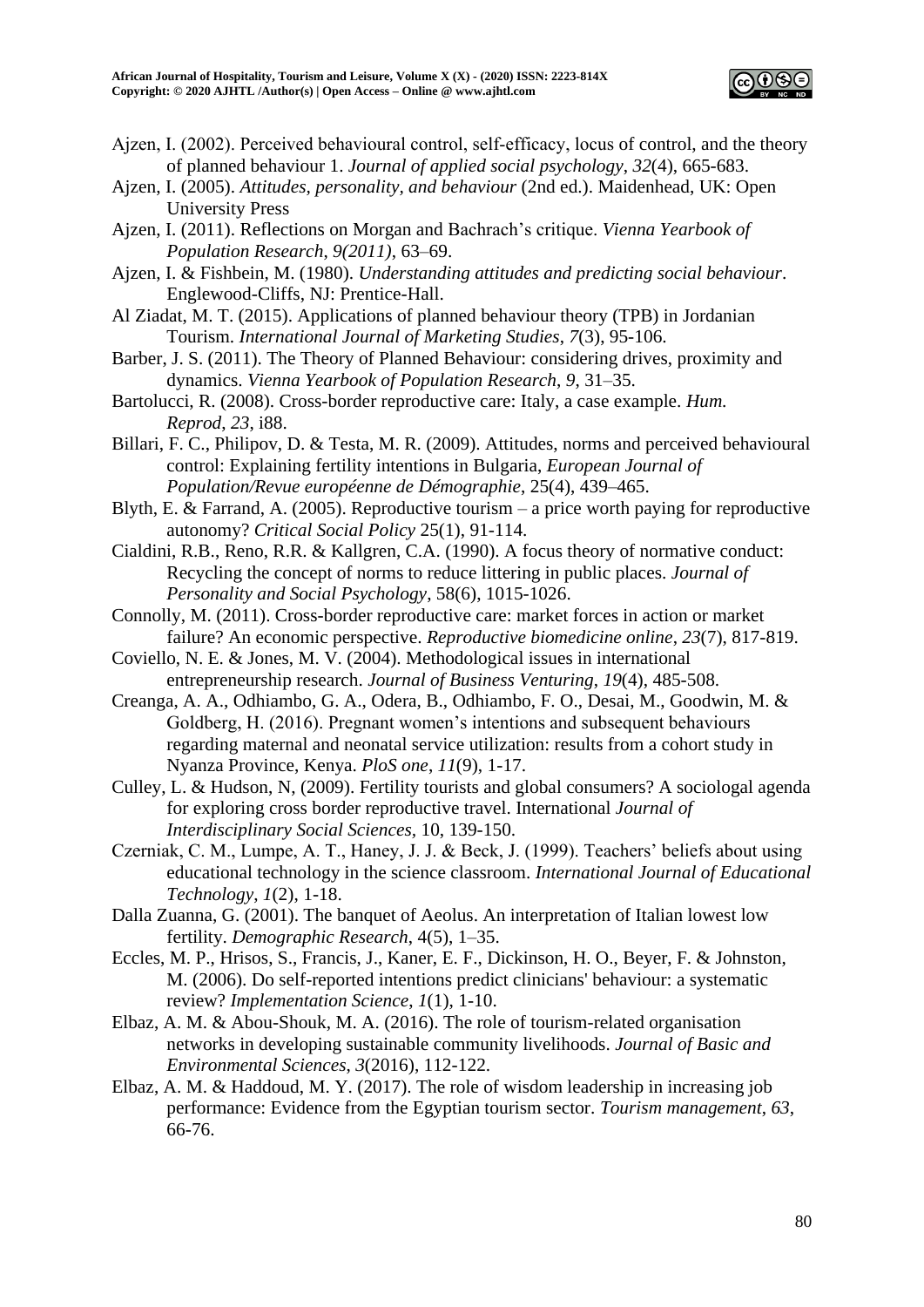Ajzen, I. (2002). Perceived behavioural control, self-efficacy, locus of control, and the theory of planned behaviour 1. *Journal of applied social psychology*, *32*(4), 665-683.

Ajzen, I. (2005). *Attitudes, personality, and behaviour* (2nd ed.). Maidenhead, UK: Open University Press

Ajzen, I. (2011). Reflections on Morgan and Bachrach's critique. *Vienna Yearbook of Population Research*, *9(2011)*, 63–69.

Ajzen, I. & Fishbein, M. (1980). *Understanding attitudes and predicting social behaviour*. Englewood-Cliffs, NJ: Prentice-Hall.

Al Ziadat, M. T. (2015). Applications of planned behaviour theory (TPB) in Jordanian Tourism. *International Journal of Marketing Studies*, *7*(3), 95-106.

Barber, J. S. (2011). The Theory of Planned Behaviour: considering drives, proximity and dynamics. *Vienna Yearbook of Population Research*, *9*, 31–35.

Bartolucci, R. (2008). Cross-border reproductive care: Italy, a case example. *Hum. Reprod*, *23*, i88.

Billari, F. C., Philipov, D. & Testa, M. R. (2009). Attitudes, norms and perceived behavioural control: Explaining fertility intentions in Bulgaria, *European Journal of Population/Revue européenne de Démographie*, 25(4), 439–465.

Blyth, E. & Farrand, A. (2005). Reproductive tourism – a price worth paying for reproductive autonomy? *Critical Social Policy* 25(1), 91-114.

Cialdini, R.B., Reno, R.R. & Kallgren, C.A. (1990). A focus theory of normative conduct: Recycling the concept of norms to reduce littering in public places. *Journal of Personality and Social Psychology*, 58(6), 1015-1026.

Connolly, M. (2011). Cross-border reproductive care: market forces in action or market failure? An economic perspective. *Reproductive biomedicine online*, *23*(7), 817-819.

Coviello, N. E. & Jones, M. V. (2004). Methodological issues in international entrepreneurship research. *Journal of Business Venturing*, *19*(4), 485-508.

Creanga, A. A., Odhiambo, G. A., Odera, B., Odhiambo, F. O., Desai, M., Goodwin, M. & Goldberg, H. (2016). Pregnant women's intentions and subsequent behaviours regarding maternal and neonatal service utilization: results from a cohort study in Nyanza Province, Kenya. *PloS one*, *11*(9), 1-17.

Culley, L. & Hudson, N, (2009). Fertility tourists and global consumers? A sociologal agenda for exploring cross border reproductive travel. International *Journal of Interdisciplinary Social Sciences*, 10, 139-150.

Czerniak, C. M., Lumpe, A. T., Haney, J. J. & Beck, J. (1999). Teachers' beliefs about using educational technology in the science classroom. *International Journal of Educational Technology*, *1*(2), 1-18.

Dalla Zuanna, G. (2001). The banquet of Aeolus. An interpretation of Italian lowest low fertility. *Demographic Research*, 4(5), 1–35.

Eccles, M. P., Hrisos, S., Francis, J., Kaner, E. F., Dickinson, H. O., Beyer, F. & Johnston, M. (2006). Do self-reported intentions predict clinicians' behaviour: a systematic review? *Implementation Science*, *1*(1), 1-10.

Elbaz, A. M. & Abou-Shouk, M. A. (2016). The role of tourism-related organisation networks in developing sustainable community livelihoods. *Journal of Basic and Environmental Sciences*, *3*(2016), 112-122.

Elbaz, A. M. & Haddoud, M. Y. (2017). The role of wisdom leadership in increasing job performance: Evidence from the Egyptian tourism sector. *Tourism management*, *63*, 66-76.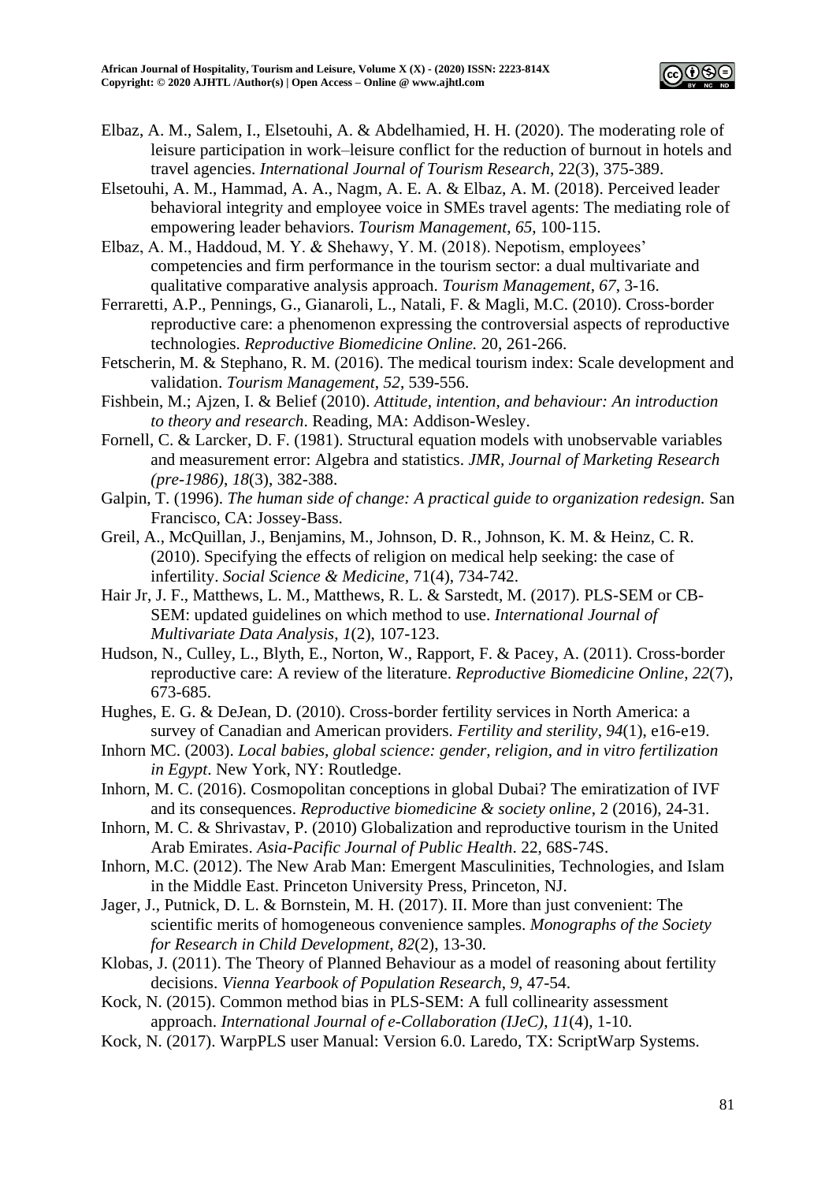Elbaz, A. M., Salem, I., Elsetouhi, A. & Abdelhamied, H. H. (2020). The moderating role of leisure participation in work–leisure conflict for the reduction of burnout in hotels and travel agencies. *International Journal of Tourism Research*, 22(3), 375-389.

Elsetouhi, A. M., Hammad, A. A., Nagm, A. E. A. & Elbaz, A. M. (2018). Perceived leader behavioral integrity and employee voice in SMEs travel agents: The mediating role of empowering leader behaviors. *Tourism Management*, *65*, 100-115.

Elbaz, A. M., Haddoud, M. Y. & Shehawy, Y. M. (2018). Nepotism, employees' competencies and firm performance in the tourism sector: a dual multivariate and qualitative comparative analysis approach. *Tourism Management*, *67*, 3-16.

Ferraretti, A.P., Pennings, G., Gianaroli, L., Natali, F. & Magli, M.C. (2010). Cross-border reproductive care: a phenomenon expressing the controversial aspects of reproductive technologies. *Reproductive Biomedicine Online.* 20, 261-266.

Fetscherin, M. & Stephano, R. M. (2016). The medical tourism index: Scale development and validation. *Tourism Management*, *52*, 539-556.

Fishbein, M.; Ajzen, I. & Belief (2010). *Attitude, intention, and behaviour: An introduction to theory and research*. Reading, MA: Addison-Wesley.

Fornell, C. & Larcker, D. F. (1981). Structural equation models with unobservable variables and measurement error: Algebra and statistics. *JMR, Journal of Marketing Research (pre-1986)*, *18*(3), 382-388.

Galpin, T. (1996). *The human side of change: A practical guide to organization redesign.* San Francisco, CA: Jossey-Bass.

Greil, A., McQuillan, J., Benjamins, M., Johnson, D. R., Johnson, K. M. & Heinz, C. R. (2010). Specifying the effects of religion on medical help seeking: the case of infertility. *Social Science & Medicine*, 71(4), 734-742.

Hair Jr, J. F., Matthews, L. M., Matthews, R. L. & Sarstedt, M. (2017). PLS-SEM or CB-SEM: updated guidelines on which method to use. *International Journal of Multivariate Data Analysis*, *1*(2), 107-123.

Hudson, N., Culley, L., Blyth, E., Norton, W., Rapport, F. & Pacey, A. (2011). Cross-border reproductive care: A review of the literature. *Reproductive Biomedicine Online*, *22*(7), 673-685.

Hughes, E. G. & DeJean, D. (2010). Cross-border fertility services in North America: a survey of Canadian and American providers. *Fertility and sterility*, *94*(1), e16-e19.

Inhorn MC. (2003). *Local babies, global science: gender, religion, and in vitro fertilization in Egypt*. New York, NY: Routledge.

Inhorn, M. C. (2016). Cosmopolitan conceptions in global Dubai? The emiratization of IVF and its consequences. *Reproductive biomedicine & society online*, 2 (2016), 24-31.

Inhorn, M. C. & Shrivastav, P. (2010) Globalization and reproductive tourism in the United Arab Emirates. *Asia-Pacific Journal of Public Health*. 22, 68S-74S.

Inhorn, M.C. (2012). The New Arab Man: Emergent Masculinities, Technologies, and Islam in the Middle East. Princeton University Press, Princeton, NJ.

Jager, J., Putnick, D. L. & Bornstein, M. H. (2017). II. More than just convenient: The scientific merits of homogeneous convenience samples. *Monographs of the Society for Research in Child Development*, *82*(2), 13-30.

Klobas, J. (2011). The Theory of Planned Behaviour as a model of reasoning about fertility decisions. *Vienna Yearbook of Population Research*, *9*, 47-54.

Kock, N. (2015). Common method bias in PLS-SEM: A full collinearity assessment approach. *International Journal of e-Collaboration (IJeC)*, *11*(4), 1-10.

Kock, N. (2017). WarpPLS user Manual: Version 6.0. Laredo, TX: ScriptWarp Systems.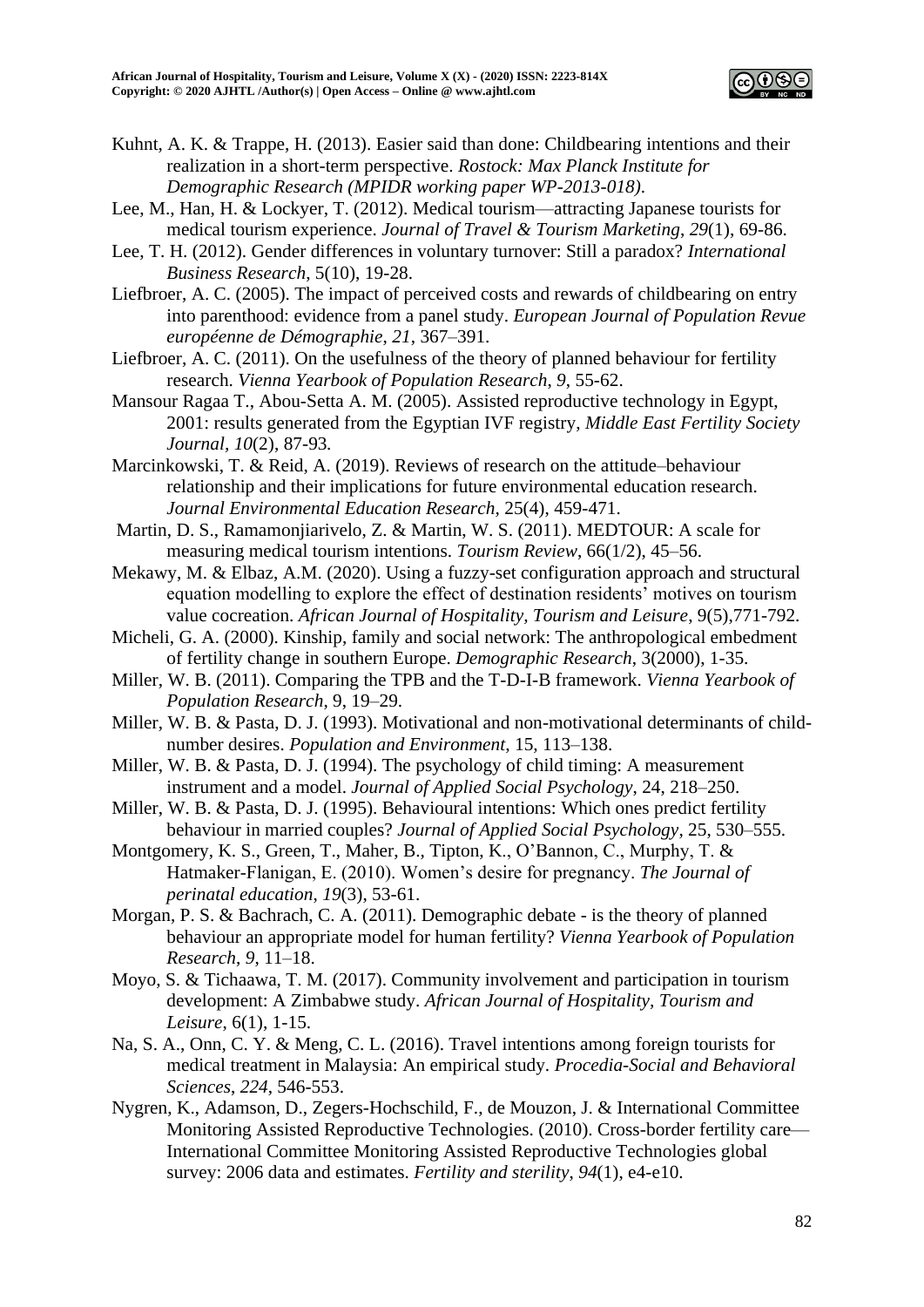Kuhnt, A. K. & Trappe, H. (2013). Easier said than done: Childbearing intentions and their realization in a short-term perspective. *Rostock: Max Planck Institute for Demographic Research (MPIDR working paper WP-2013-018)*.

Lee, M., Han, H. & Lockyer, T. (2012). Medical tourism—attracting Japanese tourists for medical tourism experience. *Journal of Travel & Tourism Marketing*, *29*(1), 69-86.

Lee, T. H. (2012). Gender differences in voluntary turnover: Still a paradox? *International Business Research*, 5(10), 19-28.

Liefbroer, A. C. (2005). The impact of perceived costs and rewards of childbearing on entry into parenthood: evidence from a panel study. *European Journal of Population Revue européenne de Démographie*, *21*, 367–391.

Liefbroer, A. C. (2011). On the usefulness of the theory of planned behaviour for fertility research. *Vienna Yearbook of Population Research*, *9*, 55-62.

Mansour Ragaa T., Abou-Setta A. M. (2005). Assisted reproductive technology in Egypt, 2001: results generated from the Egyptian IVF registry, *Middle East Fertility Society Journal, 10*(2), 87-93*.*

Marcinkowski, T. & Reid, A. (2019). Reviews of research on the attitude–behaviour relationship and their implications for future environmental education research. *Journal Environmental Education Research*, 25(4), 459-471.

Martin, D. S., Ramamonjiarivelo, Z. & Martin, W. S. (2011). MEDTOUR: A scale for measuring medical tourism intentions. *Tourism Review*, 66(1/2), 45–56.

Mekawy, M. & Elbaz, A.M. (2020). Using a fuzzy-set configuration approach and structural equation modelling to explore the effect of destination residents' motives on tourism value cocreation. *African Journal of Hospitality, Tourism and Leisure*, 9(5),771-792.

Micheli, G. A. (2000). Kinship, family and social network: The anthropological embedment of fertility change in southern Europe. *Demographic Research*, 3(2000), 1-35.

Miller, W. B. (2011). Comparing the TPB and the T-D-I-B framework. *Vienna Yearbook of Population Research*, 9, 19–29.

Miller, W. B. & Pasta, D. J. (1993). Motivational and non-motivational determinants of child-number desires. *Population and Environment*, 15, 113–138.

Miller, W. B. & Pasta, D. J. (1994). The psychology of child timing: A measurement instrument and a model. *Journal of Applied Social Psychology*, 24, 218–250.

Miller, W. B. & Pasta, D. J. (1995). Behavioural intentions: Which ones predict fertility behaviour in married couples? *Journal of Applied Social Psychology*, 25, 530–555.

Montgomery, K. S., Green, T., Maher, B., Tipton, K., O'Bannon, C., Murphy, T. & Hatmaker-Flanigan, E. (2010). Women's desire for pregnancy. *The Journal of perinatal education*, *19*(3), 53-61.

Morgan, P. S. & Bachrach, C. A. (2011). Demographic debate - is the theory of planned behaviour an appropriate model for human fertility? *Vienna Yearbook of Population Research*, *9*, 11–18.

Moyo, S. & Tichaawa, T. M. (2017). Community involvement and participation in tourism development: A Zimbabwe study. *African Journal of Hospitality, Tourism and Leisure*, 6(1), 1-15.

Na, S. A., Onn, C. Y. & Meng, C. L. (2016). Travel intentions among foreign tourists for medical treatment in Malaysia: An empirical study. *Procedia-Social and Behavioral Sciences*, *224*, 546-553.

Nygren, K., Adamson, D., Zegers-Hochschild, F., de Mouzon, J. & International Committee Monitoring Assisted Reproductive Technologies. (2010). Cross-border fertility care—International Committee Monitoring Assisted Reproductive Technologies global survey: 2006 data and estimates. *Fertility and sterility*, *94*(1), e4-e10.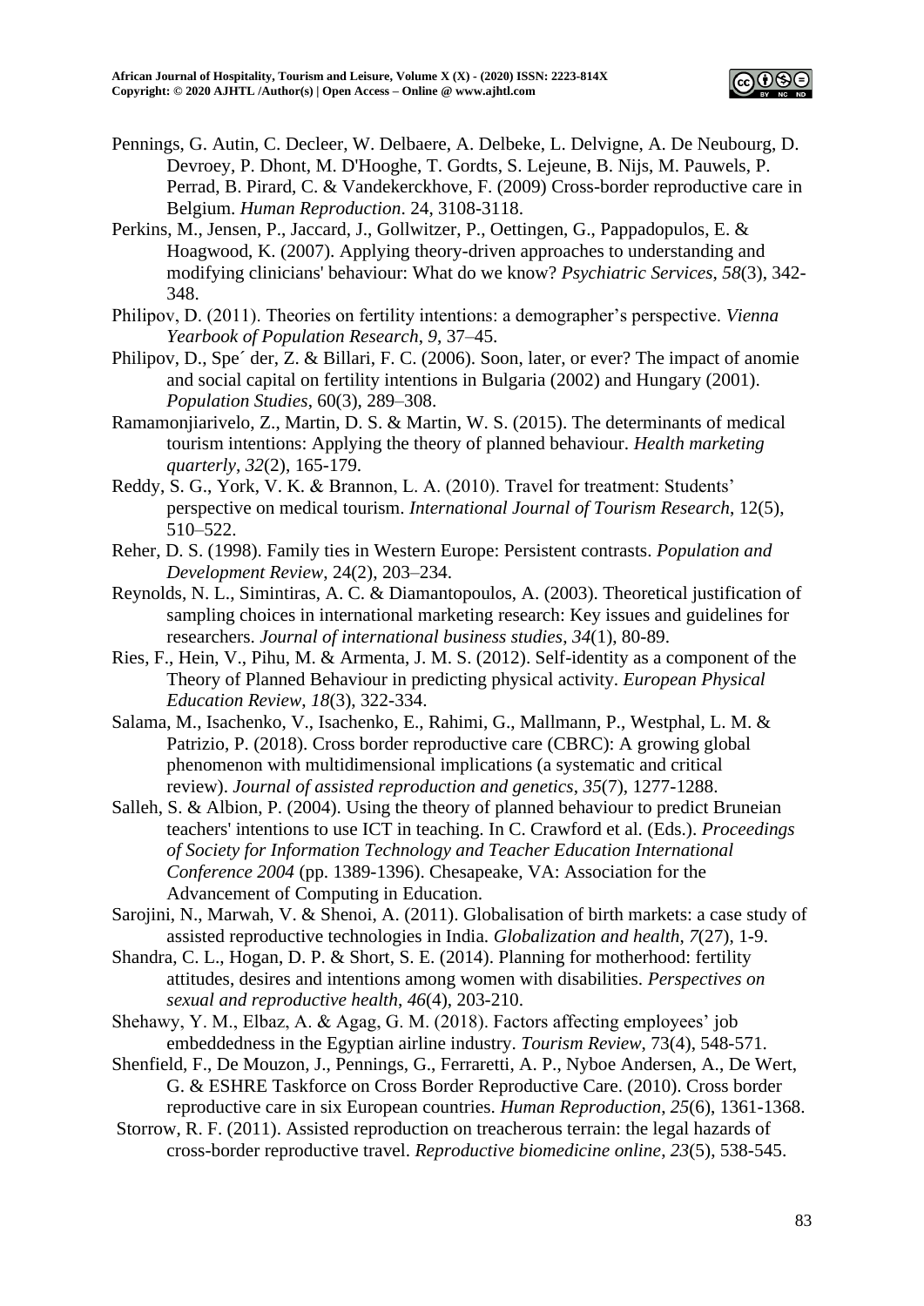Pennings, G. Autin, C. Decleer, W. Delbaere, A. Delbeke, L. Delvigne, A. De Neubourg, D. Devroey, P. Dhont, M. D'Hooghe, T. Gordts, S. Lejeune, B. Nijs, M. Pauwels, P. Perrad, B. Pirard, C. & Vandekerckhove, F. (2009) Cross-border reproductive care in Belgium. *Human Reproduction*. 24, 3108-3118.

Perkins, M., Jensen, P., Jaccard, J., Gollwitzer, P., Oettingen, G., Pappadopulos, E. & Hoagwood, K. (2007). Applying theory-driven approaches to understanding and modifying clinicians' behaviour: What do we know? *Psychiatric Services*, *58*(3), 342-348.

Philipov, D. (2011). Theories on fertility intentions: a demographer's perspective. *Vienna Yearbook of Population Research*, *9*, 37–45.

Philipov, D., Spe´ der, Z. & Billari, F. C. (2006). Soon, later, or ever? The impact of anomie and social capital on fertility intentions in Bulgaria (2002) and Hungary (2001). *Population Studies*, 60(3), 289–308.

Ramamonjiarivelo, Z., Martin, D. S. & Martin, W. S. (2015). The determinants of medical tourism intentions: Applying the theory of planned behaviour. *Health marketing quarterly*, *32*(2), 165-179.

Reddy, S. G., York, V. K. & Brannon, L. A. (2010). Travel for treatment: Students' perspective on medical tourism. *International Journal of Tourism Research*, 12(5), 510–522.

Reher, D. S. (1998). Family ties in Western Europe: Persistent contrasts. *Population and Development Review*, 24(2), 203–234.

Reynolds, N. L., Simintiras, A. C. & Diamantopoulos, A. (2003). Theoretical justification of sampling choices in international marketing research: Key issues and guidelines for researchers. *Journal of international business studies*, *34*(1), 80-89.

Ries, F., Hein, V., Pihu, M. & Armenta, J. M. S. (2012). Self-identity as a component of the Theory of Planned Behaviour in predicting physical activity. *European Physical Education Review*, *18*(3), 322-334.

Salama, M., Isachenko, V., Isachenko, E., Rahimi, G., Mallmann, P., Westphal, L. M. & Patrizio, P. (2018). Cross border reproductive care (CBRC): A growing global phenomenon with multidimensional implications (a systematic and critical review). *Journal of assisted reproduction and genetics*, *35*(7), 1277-1288.

Salleh, S. & Albion, P. (2004). Using the theory of planned behaviour to predict Bruneian teachers' intentions to use ICT in teaching. In C. Crawford et al. (Eds.). *Proceedings of Society for Information Technology and Teacher Education International Conference 2004* (pp. 1389-1396). Chesapeake, VA: Association for the Advancement of Computing in Education.

Sarojini, N., Marwah, V. & Shenoi, A. (2011). Globalisation of birth markets: a case study of assisted reproductive technologies in India. *Globalization and health*, *7*(27), 1-9.

Shandra, C. L., Hogan, D. P. & Short, S. E. (2014). Planning for motherhood: fertility attitudes, desires and intentions among women with disabilities. *Perspectives on sexual and reproductive health*, *46*(4), 203-210.

Shehawy, Y. M., Elbaz, A. & Agag, G. M. (2018). Factors affecting employees' job embeddedness in the Egyptian airline industry. *Tourism Review*, 73(4), 548-571.

Shenfield, F., De Mouzon, J., Pennings, G., Ferraretti, A. P., Nyboe Andersen, A., De Wert, G. & ESHRE Taskforce on Cross Border Reproductive Care. (2010). Cross border reproductive care in six European countries. *Human Reproduction*, *25*(6), 1361-1368.

Storrow, R. F. (2011). Assisted reproduction on treacherous terrain: the legal hazards of cross-border reproductive travel. *Reproductive biomedicine online*, *23*(5), 538-545.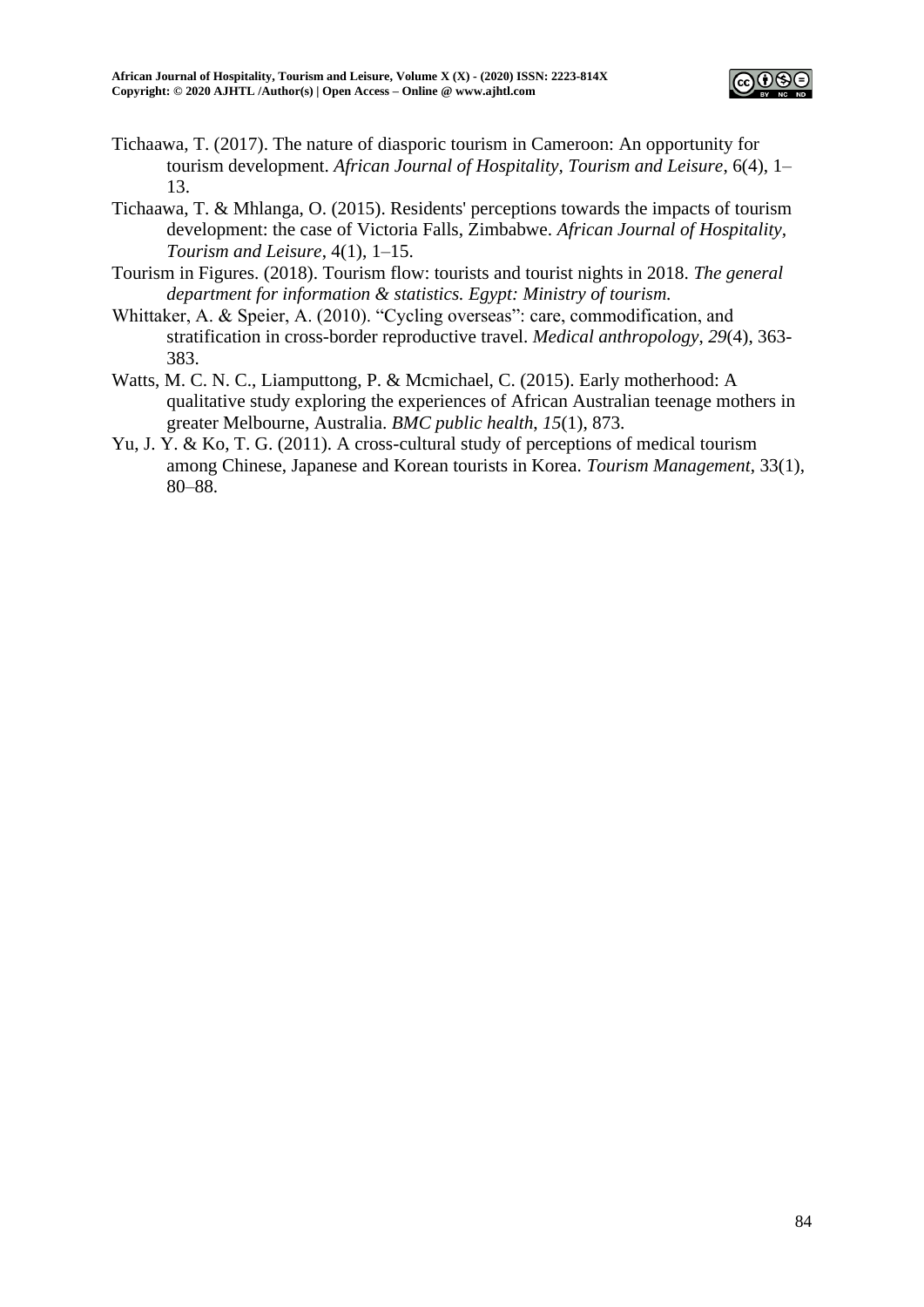Tichaawa, T. (2017). The nature of diasporic tourism in Cameroon: An opportunity for tourism development. *African Journal of Hospitality, Tourism and Leisure*, 6(4), 1–13.

Tichaawa, T. & Mhlanga, O. (2015). Residents' perceptions towards the impacts of tourism development: the case of Victoria Falls, Zimbabwe. *African Journal of Hospitality, Tourism and Leisure*, 4(1), 1–15.

Tourism in Figures. (2018). Tourism flow: tourists and tourist nights in 2018. *The general department for information & statistics. Egypt: Ministry of tourism.*

Whittaker, A. & Speier, A. (2010). "Cycling overseas": care, commodification, and stratification in cross-border reproductive travel. *Medical anthropology*, *29*(4), 363-383.

Watts, M. C. N. C., Liamputtong, P. & Mcmichael, C. (2015). Early motherhood: A qualitative study exploring the experiences of African Australian teenage mothers in greater Melbourne, Australia. *BMC public health*, *15*(1), 873.

Yu, J. Y. & Ko, T. G. (2011). A cross-cultural study of perceptions of medical tourism among Chinese, Japanese and Korean tourists in Korea. *Tourism Management*, 33(1), 80–88.